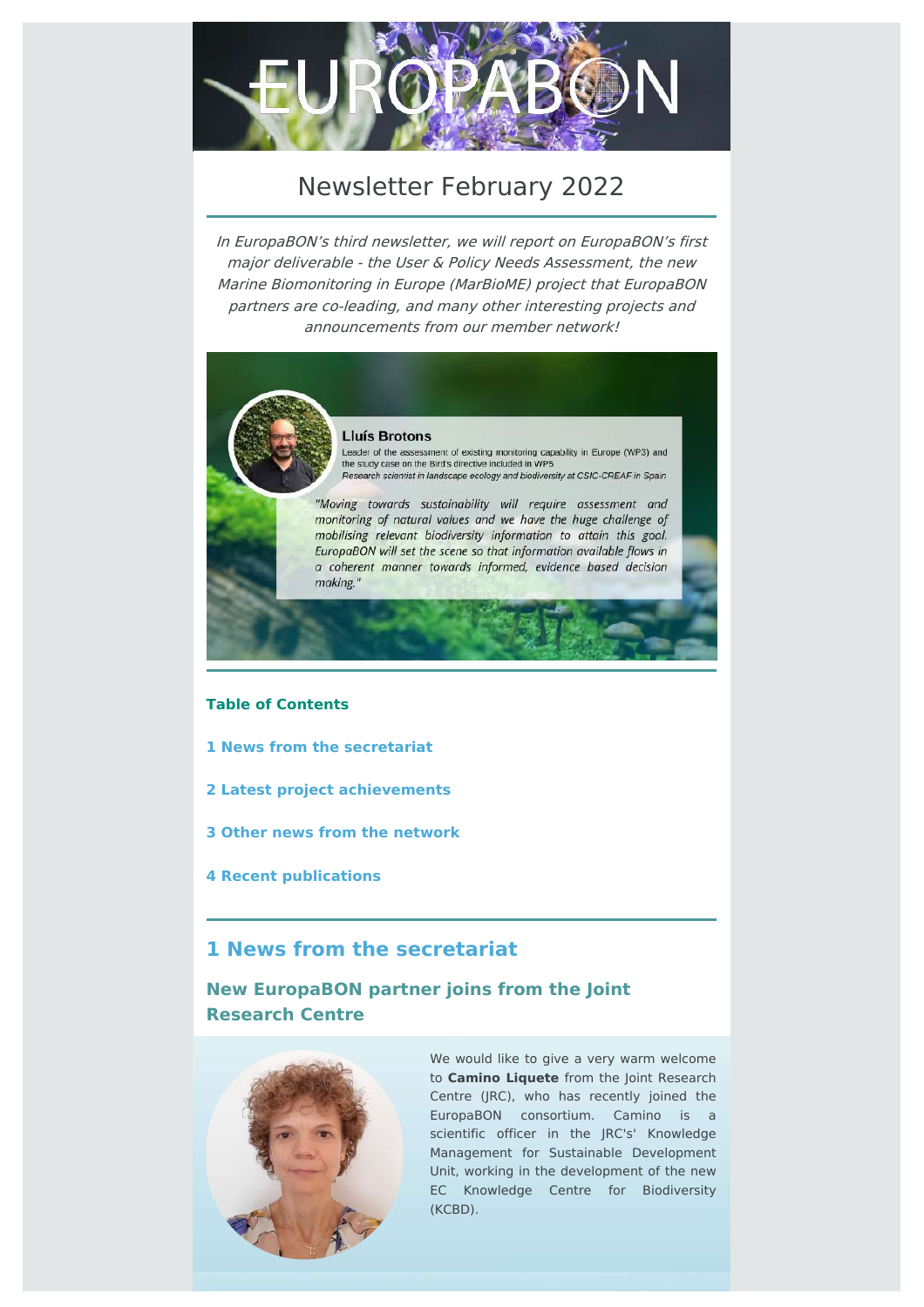# Newsletter February 2022

*In EuropaBON's third newsletter, we will report on EuropaBON's first major deliverable - the User & Policy Needs Assessment, the new Marine Biomonitoring in Europe (MarBioME) project that EuropaBON partners are co-leading, and many other interesting projects and announcements from our member network!*

**Lluís Brotons**
Leader of the assessment of existing monitoring capability in Europe (WP3) and the study case on the Bird's directive included in WP5
*Research scientist in landscape ecology and biodiversity at CSIC-CREAF in Spain*

*"Moving towards sustainability will require assessment and monitoring of natural values and we have the huge challenge of mobilising relevant biodiversity information to attain this goal. EuropaBON will set the scene so that information available flows in a coherent manner towards informed, evidence based decision making."*

**Table of Contents**

**1 News from the secretariat**

**2 Latest project achievements**

**3 Other news from the network**

**4 Recent publications**

## 1 News from the secretariat

### New EuropaBON partner joins from the Joint Research Centre

We would like to give a very warm welcome to **Camino Liquete** from the Joint Research Centre (JRC), who has recently joined the EuropaBON consortium. Camino is a scientific officer in the JRC's' Knowledge Management for Sustainable Development Unit, working in the development of the new EC Knowledge Centre for Biodiversity (KCBD).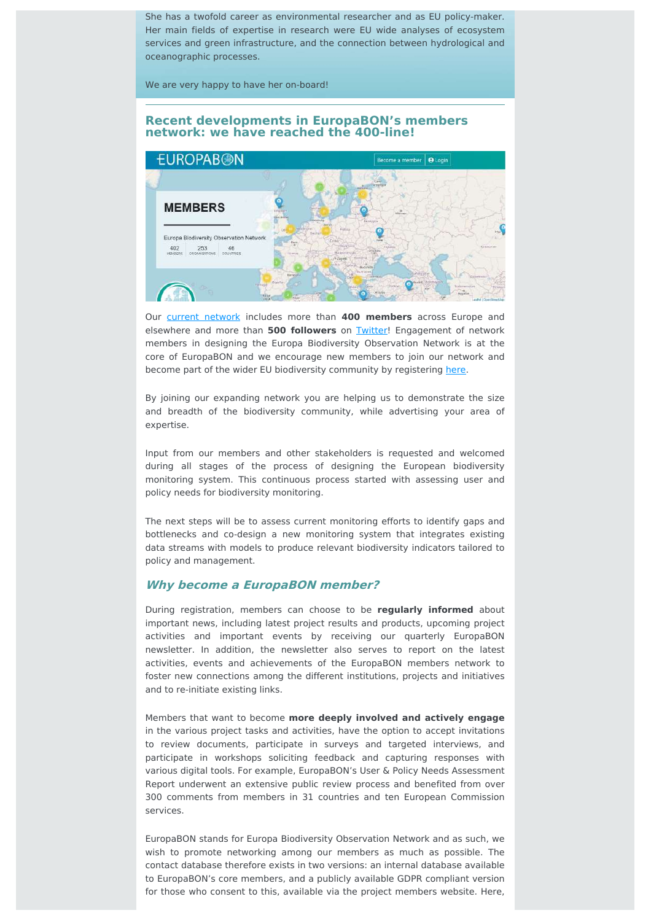She has a twofold career as environmental researcher and as EU policy-maker. Her main fields of expertise in research were EU wide analyses of ecosystem services and green infrastructure, and the connection between hydrological and oceanographic processes.

We are very happy to have her on-board!

## Recent developments in EuropaBON's members network: we have reached the 400-line!

Our current network includes more than **400 members** across Europe and elsewhere and more than **500 followers** on Twitter! Engagement of network members in designing the Europa Biodiversity Observation Network is at the core of EuropaBON and we encourage new members to join our network and become part of the wider EU biodiversity community by registering here.

By joining our expanding network you are helping us to demonstrate the size and breadth of the biodiversity community, while advertising your area of expertise.

Input from our members and other stakeholders is requested and welcomed during all stages of the process of designing the European biodiversity monitoring system. This continuous process started with assessing user and policy needs for biodiversity monitoring.

The next steps will be to assess current monitoring efforts to identify gaps and bottlenecks and co-design a new monitoring system that integrates existing data streams with models to produce relevant biodiversity indicators tailored to policy and management.

### *Why become a EuropaBON member?*

During registration, members can choose to be **regularly informed** about important news, including latest project results and products, upcoming project activities and important events by receiving our quarterly EuropaBON newsletter. In addition, the newsletter also serves to report on the latest activities, events and achievements of the EuropaBON members network to foster new connections among the different institutions, projects and initiatives and to re-initiate existing links.

Members that want to become **more deeply involved and actively engage** in the various project tasks and activities, have the option to accept invitations to review documents, participate in surveys and targeted interviews, and participate in workshops soliciting feedback and capturing responses with various digital tools. For example, EuropaBON's User & Policy Needs Assessment Report underwent an extensive public review process and benefited from over 300 comments from members in 31 countries and ten European Commission services.

EuropaBON stands for Europa Biodiversity Observation Network and as such, we wish to promote networking among our members as much as possible. The contact database therefore exists in two versions: an internal database available to EuropaBON's core members, and a publicly available GDPR compliant version for those who consent to this, available via the project members website. Here,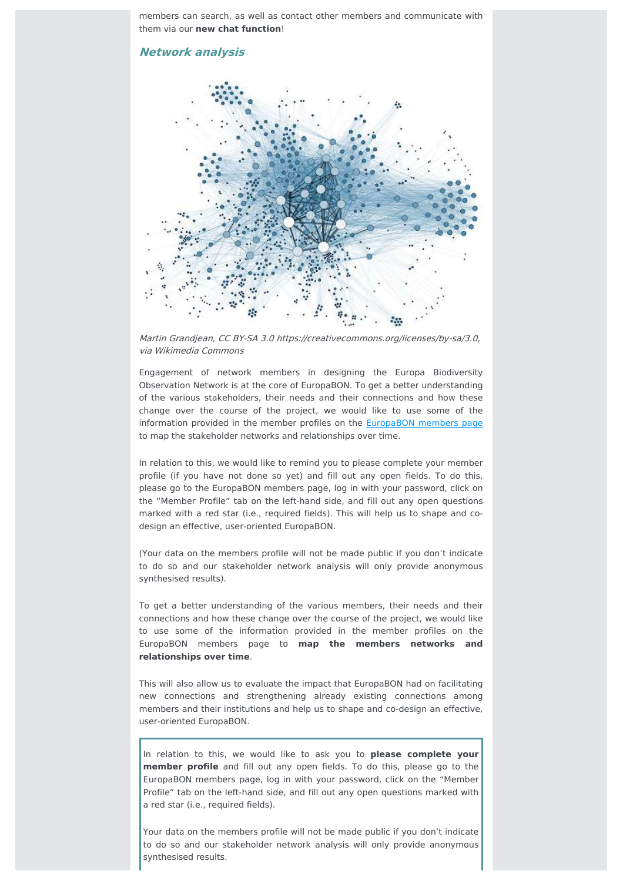members can search, as well as contact other members and communicate with them via our **new chat function**!

### *Network analysis*

*Martin Grandjean, CC BY-SA 3.0 https://creativecommons.org/licenses/by-sa/3.0, via Wikimedia Commons*

Engagement of network members in designing the Europa Biodiversity Observation Network is at the core of EuropaBON. To get a better understanding of the various stakeholders, their needs and their connections and how these change over the course of the project, we would like to use some of the information provided in the member profiles on the EuropaBON members page to map the stakeholder networks and relationships over time.

In relation to this, we would like to remind you to please complete your member profile (if you have not done so yet) and fill out any open fields. To do this, please go to the EuropaBON members page, log in with your password, click on the "Member Profile" tab on the left-hand side, and fill out any open questions marked with a red star (i.e., required fields). This will help us to shape and co-design an effective, user-oriented EuropaBON.

(Your data on the members profile will not be made public if you don't indicate to do so and our stakeholder network analysis will only provide anonymous synthesised results).

To get a better understanding of the various members, their needs and their connections and how these change over the course of the project, we would like to use some of the information provided in the member profiles on the EuropaBON members page to **map the members networks and relationships over time**.

This will also allow us to evaluate the impact that EuropaBON had on facilitating new connections and strengthening already existing connections among members and their institutions and help us to shape and co-design an effective, user-oriented EuropaBON.

In relation to this, we would like to ask you to **please complete your member profile** and fill out any open fields. To do this, please go to the EuropaBON members page, log in with your password, click on the "Member Profile" tab on the left-hand side, and fill out any open questions marked with a red star (i.e., required fields).

Your data on the members profile will not be made public if you don't indicate to do so and our stakeholder network analysis will only provide anonymous synthesised results.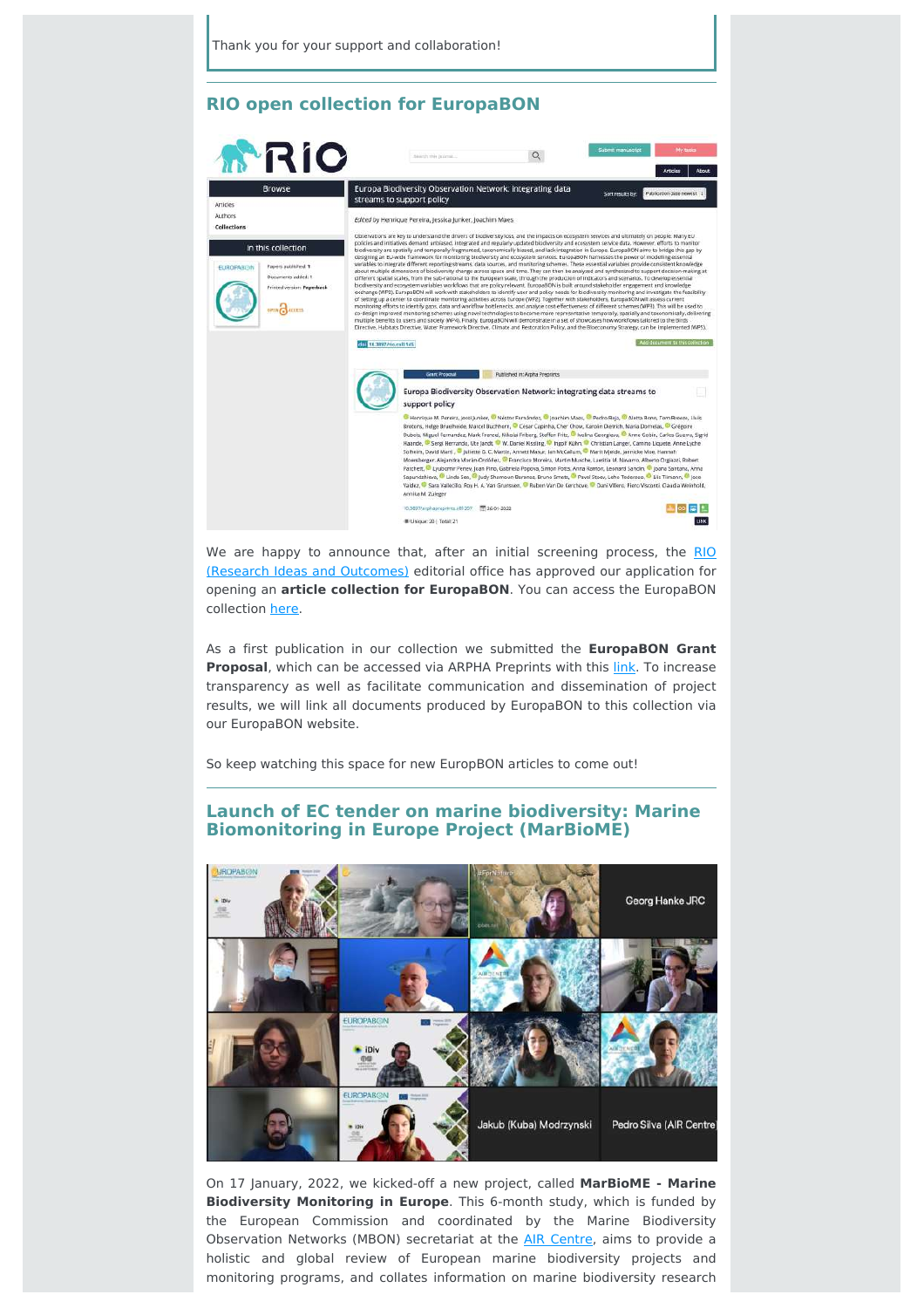Thank you for your support and collaboration!

## RIO open collection for EuropaBON

We are happy to announce that, after an initial screening process, the RIO (Research Ideas and Outcomes) editorial office has approved our application for opening an **article collection for EuropaBON**. You can access the EuropaBON collection here.

As a first publication in our collection we submitted the **EuropaBON Grant Proposal**, which can be accessed via ARPHA Preprints with this link. To increase transparency as well as facilitate communication and dissemination of project results, we will link all documents produced by EuropaBON to this collection via our EuropaBON website.

So keep watching this space for new EuropBON articles to come out!

## Launch of EC tender on marine biodiversity: Marine Biomonitoring in Europe Project (MarBioME)

On 17 January, 2022, we kicked-off a new project, called **MarBioME - Marine Biodiversity Monitoring in Europe**. This 6-month study, which is funded by the European Commission and coordinated by the Marine Biodiversity Observation Networks (MBON) secretariat at the AIR Centre, aims to provide a holistic and global review of European marine biodiversity projects and monitoring programs, and collates information on marine biodiversity research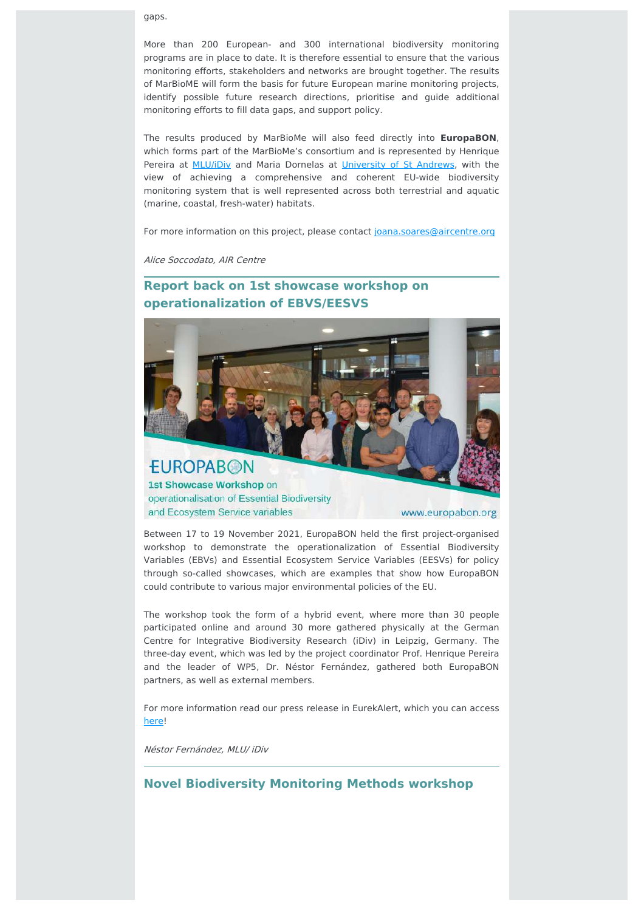gaps.

More than 200 European- and 300 international biodiversity monitoring programs are in place to date. It is therefore essential to ensure that the various monitoring efforts, stakeholders and networks are brought together. The results of MarBioME will form the basis for future European marine monitoring projects, identify possible future research directions, prioritise and guide additional monitoring efforts to fill data gaps, and support policy.

The results produced by MarBioMe will also feed directly into **EuropaBON**, which forms part of the MarBioMe's consortium and is represented by Henrique Pereira at MLU/iDiv and Maria Dornelas at University of St Andrews, with the view of achieving a comprehensive and coherent EU-wide biodiversity monitoring system that is well represented across both terrestrial and aquatic (marine, coastal, fresh-water) habitats.

For more information on this project, please contact joana.soares@aircentre.org

*Alice Soccodato, AIR Centre*

## Report back on 1st showcase workshop on operationalization of EBVS/EESVS

Between 17 to 19 November 2021, EuropaBON held the first project-organised workshop to demonstrate the operationalization of Essential Biodiversity Variables (EBVs) and Essential Ecosystem Service Variables (EESVs) for policy through so-called showcases, which are examples that show how EuropaBON could contribute to various major environmental policies of the EU.

The workshop took the form of a hybrid event, where more than 30 people participated online and around 30 more gathered physically at the German Centre for Integrative Biodiversity Research (iDiv) in Leipzig, Germany. The three-day event, which was led by the project coordinator Prof. Henrique Pereira and the leader of WP5, Dr. Néstor Fernández, gathered both EuropaBON partners, as well as external members.

For more information read our press release in EurekAlert, which you can access here!

*Néstor Fernández, MLU/ iDiv*

## Novel Biodiversity Monitoring Methods workshop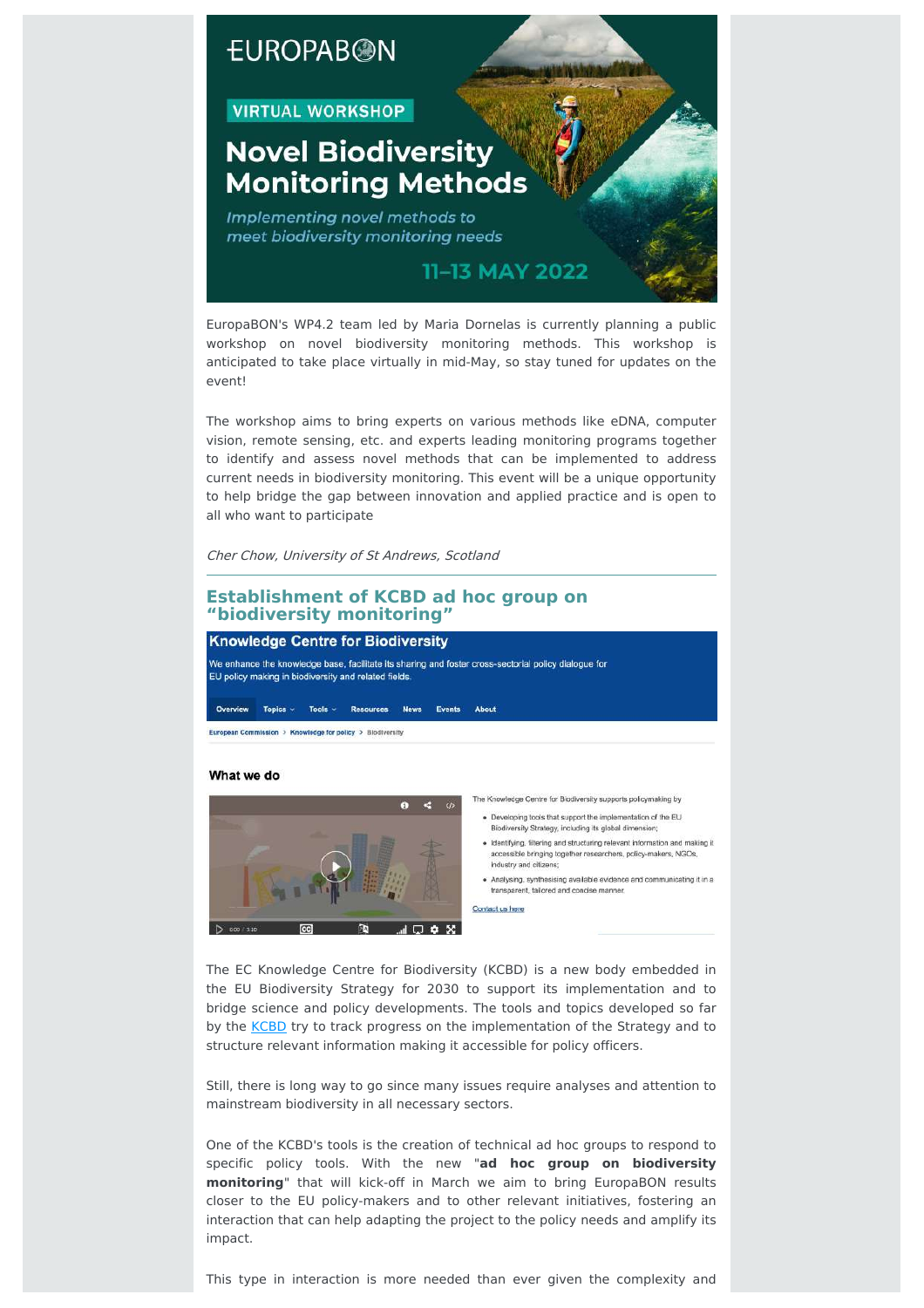EuropaBON's WP4.2 team led by Maria Dornelas is currently planning a public workshop on novel biodiversity monitoring methods. This workshop is anticipated to take place virtually in mid-May, so stay tuned for updates on the event!

The workshop aims to bring experts on various methods like eDNA, computer vision, remote sensing, etc. and experts leading monitoring programs together to identify and assess novel methods that can be implemented to address current needs in biodiversity monitoring. This event will be a unique opportunity to help bridge the gap between innovation and applied practice and is open to all who want to participate

*Cher Chow, University of St Andrews, Scotland*

---

## Establishment of KCBD ad hoc group on "biodiversity monitoring"

The EC Knowledge Centre for Biodiversity (KCBD) is a new body embedded in the EU Biodiversity Strategy for 2030 to support its implementation and to bridge science and policy developments. The tools and topics developed so far by the KCBD try to track progress on the implementation of the Strategy and to structure relevant information making it accessible for policy officers.

Still, there is long way to go since many issues require analyses and attention to mainstream biodiversity in all necessary sectors.

One of the KCBD's tools is the creation of technical ad hoc groups to respond to specific policy tools. With the new "**ad hoc group on biodiversity monitoring**" that will kick-off in March we aim to bring EuropaBON results closer to the EU policy-makers and to other relevant initiatives, fostering an interaction that can help adapting the project to the policy needs and amplify its impact.

This type in interaction is more needed than ever given the complexity and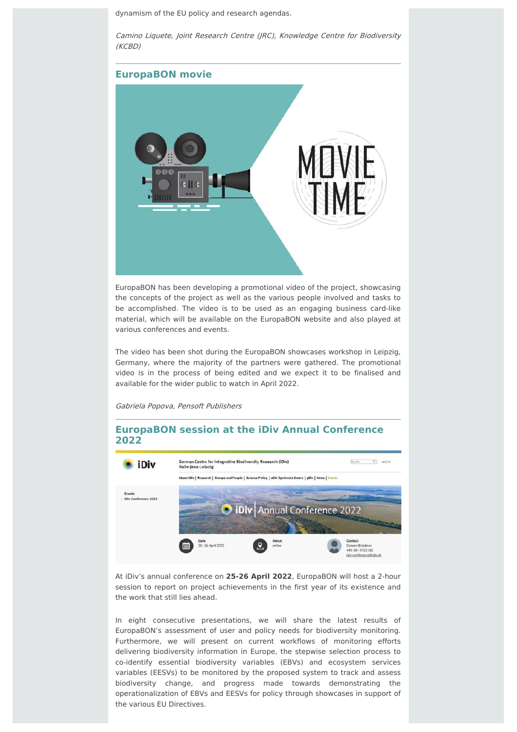dynamism of the EU policy and research agendas.

*Camino Liquete, Joint Research Centre (JRC), Knowledge Centre for Biodiversity (KCBD)*

## EuropaBON movie

EuropaBON has been developing a promotional video of the project, showcasing the concepts of the project as well as the various people involved and tasks to be accomplished. The video is to be used as an engaging business card-like material, which will be available on the EuropaBON website and also played at various conferences and events.

The video has been shot during the EuropaBON showcases workshop in Leipzig, Germany, where the majority of the partners were gathered. The promotional video is in the process of being edited and we expect it to be finalised and available for the wider public to watch in April 2022.

*Gabriela Popova, Pensoft Publishers*

## EuropaBON session at the iDiv Annual Conference 2022

At iDiv's annual conference on **25-26 April 2022**, EuropaBON will host a 2-hour session to report on project achievements in the first year of its existence and the work that still lies ahead.

In eight consecutive presentations, we will share the latest results of EuropaBON's assessment of user and policy needs for biodiversity monitoring. Furthermore, we will present on current workflows of monitoring efforts delivering biodiversity information in Europe, the stepwise selection process to co-identify essential biodiversity variables (EBVs) and ecosystem services variables (EESVs) to be monitored by the proposed system to track and assess biodiversity change, and progress made towards demonstrating the operationalization of EBVs and EESVs for policy through showcases in support of the various EU Directives.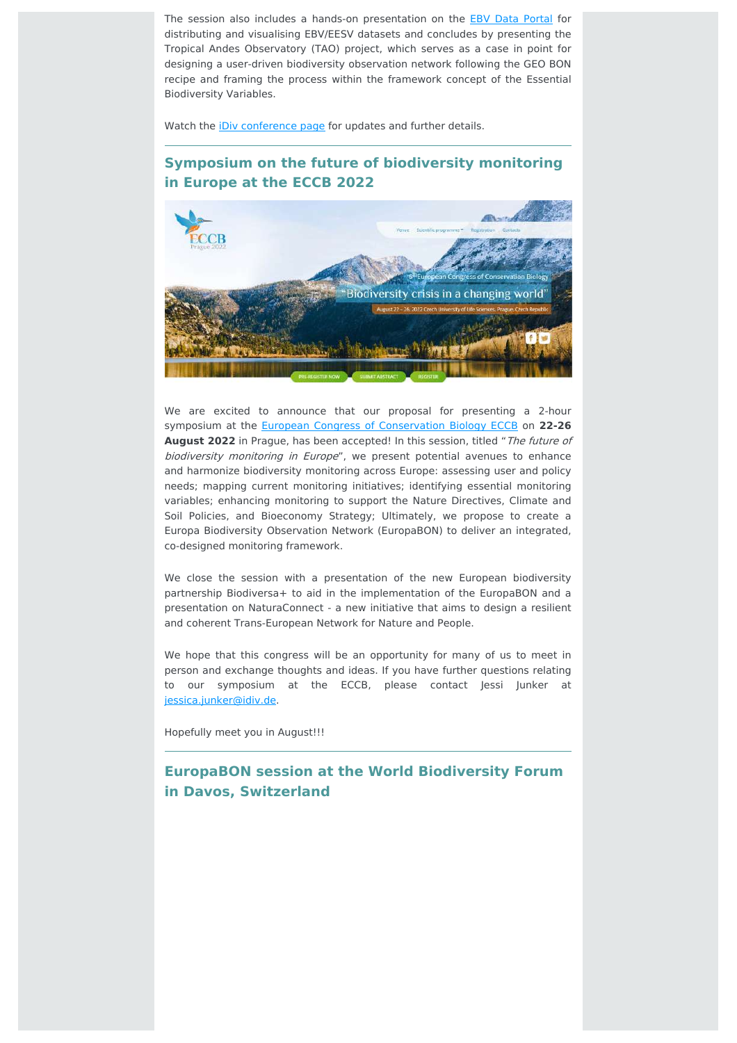The session also includes a hands-on presentation on the [EBV Data Portal](#) for distributing and visualising EBV/EESV datasets and concludes by presenting the Tropical Andes Observatory (TAO) project, which serves as a case in point for designing a user-driven biodiversity observation network following the GEO BON recipe and framing the process within the framework concept of the Essential Biodiversity Variables.

Watch the [iDiv conference page](#) for updates and further details.

---

## Symposium on the future of biodiversity monitoring in Europe at the ECCB 2022

We are excited to announce that our proposal for presenting a 2-hour symposium at the [European Congress of Conservation Biology ECCB](#) on **22-26 August 2022** in Prague, has been accepted! In this session, titled "*The future of biodiversity monitoring in Europe*", we present potential avenues to enhance and harmonize biodiversity monitoring across Europe: assessing user and policy needs; mapping current monitoring initiatives; identifying essential monitoring variables; enhancing monitoring to support the Nature Directives, Climate and Soil Policies, and Bioeconomy Strategy; Ultimately, we propose to create a Europa Biodiversity Observation Network (EuropaBON) to deliver an integrated, co-designed monitoring framework.

We close the session with a presentation of the new European biodiversity partnership Biodiversa+ to aid in the implementation of the EuropaBON and a presentation on NaturaConnect - a new initiative that aims to design a resilient and coherent Trans-European Network for Nature and People.

We hope that this congress will be an opportunity for many of us to meet in person and exchange thoughts and ideas. If you have further questions relating to our symposium at the ECCB, please contact Jessi Junker at [jessica.junker@idiv.de](mailto:jessica.junker@idiv.de).

Hopefully meet you in August!!!

---

## EuropaBON session at the World Biodiversity Forum in Davos, Switzerland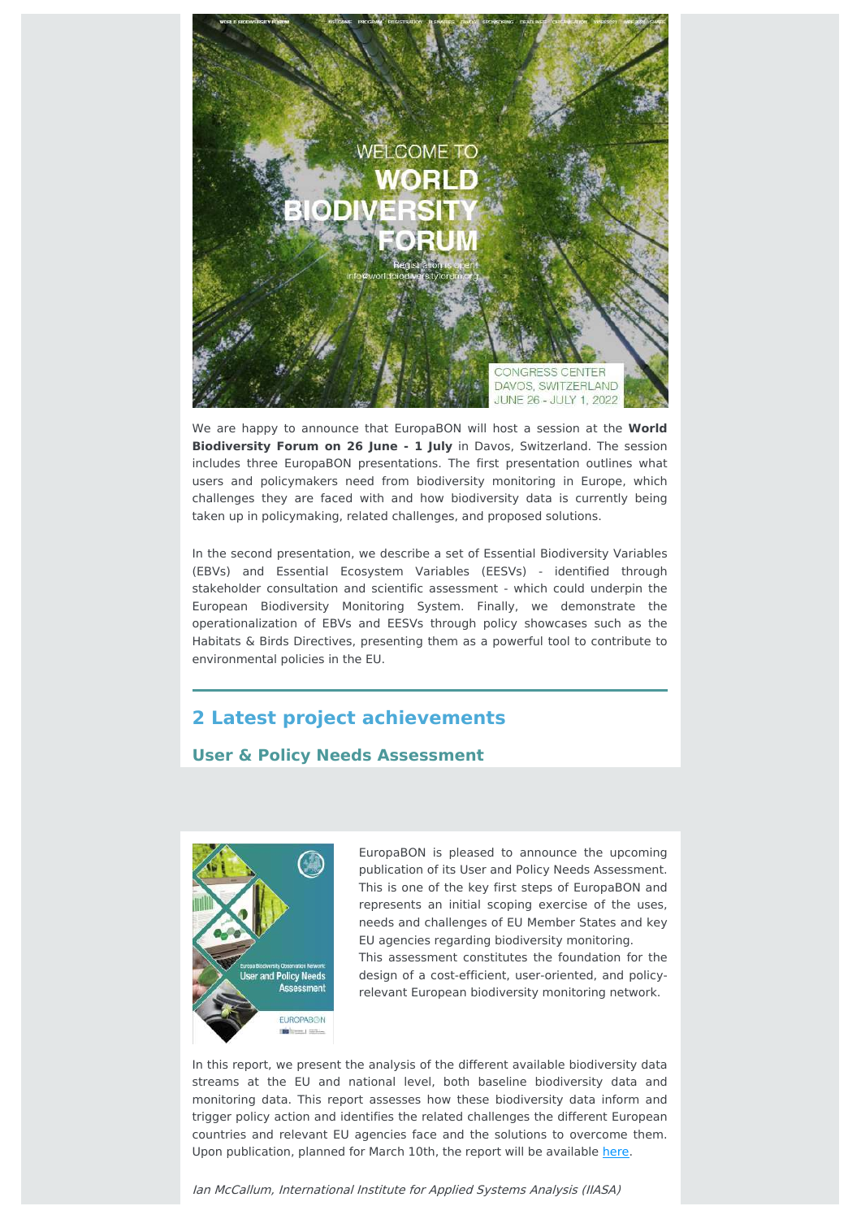We are happy to announce that EuropaBON will host a session at the **World Biodiversity Forum on 26 June - 1 July** in Davos, Switzerland. The session includes three EuropaBON presentations. The first presentation outlines what users and policymakers need from biodiversity monitoring in Europe, which challenges they are faced with and how biodiversity data is currently being taken up in policymaking, related challenges, and proposed solutions.

In the second presentation, we describe a set of Essential Biodiversity Variables (EBVs) and Essential Ecosystem Variables (EESVs) - identified through stakeholder consultation and scientific assessment - which could underpin the European Biodiversity Monitoring System. Finally, we demonstrate the operationalization of EBVs and EESVs through policy showcases such as the Habitats & Birds Directives, presenting them as a powerful tool to contribute to environmental policies in the EU.

## 2 Latest project achievements

### User & Policy Needs Assessment

EuropaBON is pleased to announce the upcoming publication of its User and Policy Needs Assessment. This is one of the key first steps of EuropaBON and represents an initial scoping exercise of the uses, needs and challenges of EU Member States and key EU agencies regarding biodiversity monitoring.
This assessment constitutes the foundation for the design of a cost-efficient, user-oriented, and policy-relevant European biodiversity monitoring network.

In this report, we present the analysis of the different available biodiversity data streams at the EU and national level, both baseline biodiversity data and monitoring data. This report assesses how these biodiversity data inform and trigger policy action and identifies the related challenges the different European countries and relevant EU agencies face and the solutions to overcome them. Upon publication, planned for March 10th, the report will be available here.

*Ian McCallum, International Institute for Applied Systems Analysis (IIASA)*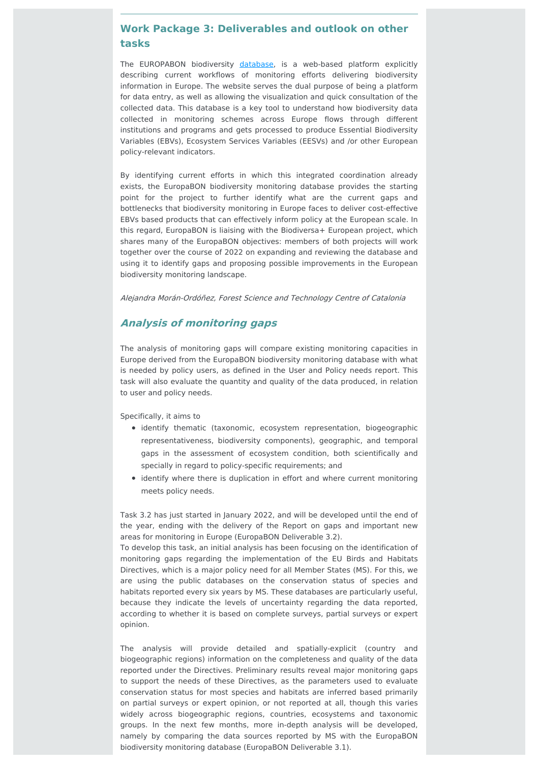## Work Package 3: Deliverables and outlook on other tasks

The EUROPABON biodiversity [database](), is a web-based platform explicitly describing current workflows of monitoring efforts delivering biodiversity information in Europe. The website serves the dual purpose of being a platform for data entry, as well as allowing the visualization and quick consultation of the collected data. This database is a key tool to understand how biodiversity data collected in monitoring schemes across Europe flows through different institutions and programs and gets processed to produce Essential Biodiversity Variables (EBVs), Ecosystem Services Variables (EESVs) and /or other European policy-relevant indicators.

By identifying current efforts in which this integrated coordination already exists, the EuropaBON biodiversity monitoring database provides the starting point for the project to further identify what are the current gaps and bottlenecks that biodiversity monitoring in Europe faces to deliver cost-effective EBVs based products that can effectively inform policy at the European scale. In this regard, EuropaBON is liaising with the Biodiversa+ European project, which shares many of the EuropaBON objectives: members of both projects will work together over the course of 2022 on expanding and reviewing the database and using it to identify gaps and proposing possible improvements in the European biodiversity monitoring landscape.

*Alejandra Morán-Ordóñez, Forest Science and Technology Centre of Catalonia*

## *Analysis of monitoring gaps*

The analysis of monitoring gaps will compare existing monitoring capacities in Europe derived from the EuropaBON biodiversity monitoring database with what is needed by policy users, as defined in the User and Policy needs report. This task will also evaluate the quantity and quality of the data produced, in relation to user and policy needs.

Specifically, it aims to

- identify thematic (taxonomic, ecosystem representation, biogeographic representativeness, biodiversity components), geographic, and temporal gaps in the assessment of ecosystem condition, both scientifically and specially in regard to policy-specific requirements; and
- identify where there is duplication in effort and where current monitoring meets policy needs.

Task 3.2 has just started in January 2022, and will be developed until the end of the year, ending with the delivery of the Report on gaps and important new areas for monitoring in Europe (EuropaBON Deliverable 3.2).
To develop this task, an initial analysis has been focusing on the identification of monitoring gaps regarding the implementation of the EU Birds and Habitats Directives, which is a major policy need for all Member States (MS). For this, we are using the public databases on the conservation status of species and habitats reported every six years by MS. These databases are particularly useful, because they indicate the levels of uncertainty regarding the data reported, according to whether it is based on complete surveys, partial surveys or expert opinion.

The analysis will provide detailed and spatially-explicit (country and biogeographic regions) information on the completeness and quality of the data reported under the Directives. Preliminary results reveal major monitoring gaps to support the needs of these Directives, as the parameters used to evaluate conservation status for most species and habitats are inferred based primarily on partial surveys or expert opinion, or not reported at all, though this varies widely across biogeographic regions, countries, ecosystems and taxonomic groups. In the next few months, more in-depth analysis will be developed, namely by comparing the data sources reported by MS with the EuropaBON biodiversity monitoring database (EuropaBON Deliverable 3.1).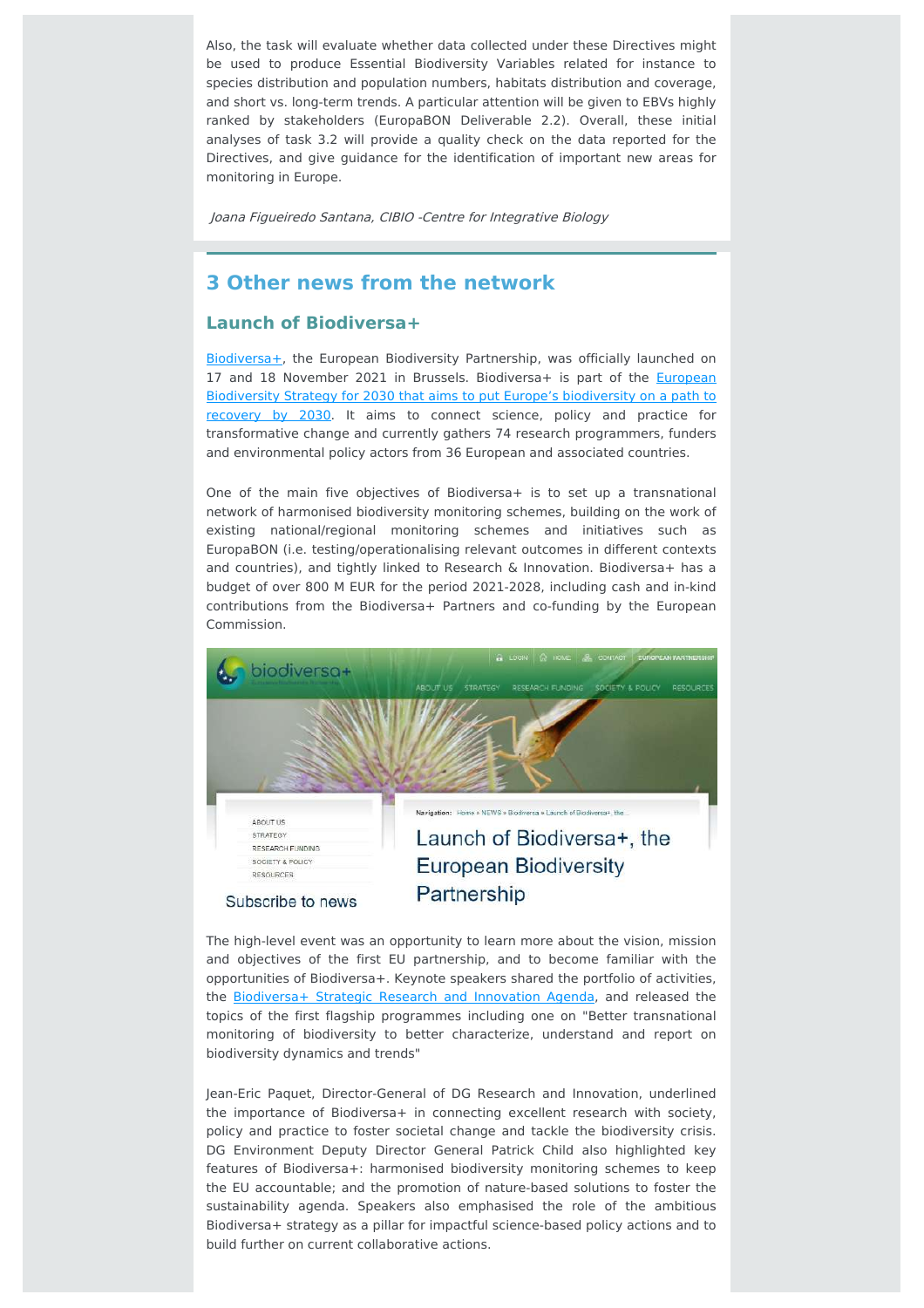Also, the task will evaluate whether data collected under these Directives might be used to produce Essential Biodiversity Variables related for instance to species distribution and population numbers, habitats distribution and coverage, and short vs. long-term trends. A particular attention will be given to EBVs highly ranked by stakeholders (EuropaBON Deliverable 2.2). Overall, these initial analyses of task 3.2 will provide a quality check on the data reported for the Directives, and give guidance for the identification of important new areas for monitoring in Europe.

*Joana Figueiredo Santana, CIBIO -Centre for Integrative Biology*

## 3 Other news from the network

### Launch of Biodiversa+

Biodiversa+, the European Biodiversity Partnership, was officially launched on 17 and 18 November 2021 in Brussels. Biodiversa+ is part of the European Biodiversity Strategy for 2030 that aims to put Europe's biodiversity on a path to recovery by 2030. It aims to connect science, policy and practice for transformative change and currently gathers 74 research programmers, funders and environmental policy actors from 36 European and associated countries.

One of the main five objectives of Biodiversa+ is to set up a transnational network of harmonised biodiversity monitoring schemes, building on the work of existing national/regional monitoring schemes and initiatives such as EuropaBON (i.e. testing/operationalising relevant outcomes in different contexts and countries), and tightly linked to Research & Innovation. Biodiversa+ has a budget of over 800 M EUR for the period 2021-2028, including cash and in-kind contributions from the Biodiversa+ Partners and co-funding by the European Commission.

The high-level event was an opportunity to learn more about the vision, mission and objectives of the first EU partnership, and to become familiar with the opportunities of Biodiversa+. Keynote speakers shared the portfolio of activities, the Biodiversa+ Strategic Research and Innovation Agenda, and released the topics of the first flagship programmes including one on "Better transnational monitoring of biodiversity to better characterize, understand and report on biodiversity dynamics and trends"

Jean-Eric Paquet, Director-General of DG Research and Innovation, underlined the importance of Biodiversa+ in connecting excellent research with society, policy and practice to foster societal change and tackle the biodiversity crisis. DG Environment Deputy Director General Patrick Child also highlighted key features of Biodiversa+: harmonised biodiversity monitoring schemes to keep the EU accountable; and the promotion of nature-based solutions to foster the sustainability agenda. Speakers also emphasised the role of the ambitious Biodiversa+ strategy as a pillar for impactful science-based policy actions and to build further on current collaborative actions.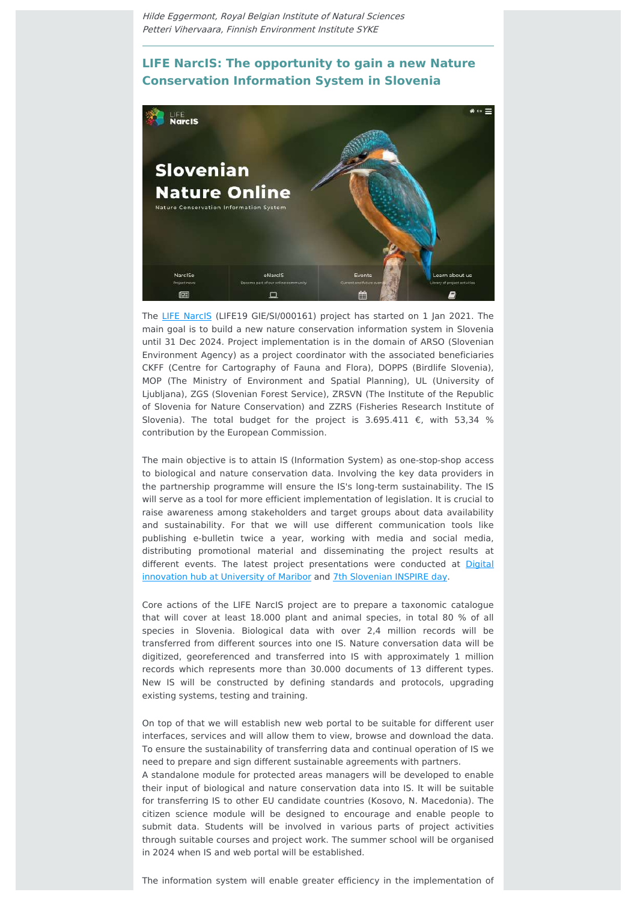*Hilde Eggermont, Royal Belgian Institute of Natural Sciences*
*Petteri Vihervaara, Finnish Environment Institute SYKE*

---

## LIFE NarcIS: The opportunity to gain a new Nature Conservation Information System in Slovenia

The LIFE NarcIS (LIFE19 GIE/SI/000161) project has started on 1 Jan 2021. The main goal is to build a new nature conservation information system in Slovenia until 31 Dec 2024. Project implementation is in the domain of ARSO (Slovenian Environment Agency) as a project coordinator with the associated beneficiaries CKFF (Centre for Cartography of Fauna and Flora), DOPPS (Birdlife Slovenia), MOP (The Ministry of Environment and Spatial Planning), UL (University of Ljubljana), ZGS (Slovenian Forest Service), ZRSVN (The Institute of the Republic of Slovenia for Nature Conservation) and ZZRS (Fisheries Research Institute of Slovenia). The total budget for the project is 3.695.411 €, with 53,34 % contribution by the European Commission.

The main objective is to attain IS (Information System) as one-stop-shop access to biological and nature conservation data. Involving the key data providers in the partnership programme will ensure the IS's long-term sustainability. The IS will serve as a tool for more efficient implementation of legislation. It is crucial to raise awareness among stakeholders and target groups about data availability and sustainability. For that we will use different communication tools like publishing e-bulletin twice a year, working with media and social media, distributing promotional material and disseminating the project results at different events. The latest project presentations were conducted at Digital innovation hub at University of Maribor and 7th Slovenian INSPIRE day.

Core actions of the LIFE NarcIS project are to prepare a taxonomic catalogue that will cover at least 18.000 plant and animal species, in total 80 % of all species in Slovenia. Biological data with over 2,4 million records will be transferred from different sources into one IS. Nature conversation data will be digitized, georeferenced and transferred into IS with approximately 1 million records which represents more than 30.000 documents of 13 different types. New IS will be constructed by defining standards and protocols, upgrading existing systems, testing and training.

On top of that we will establish new web portal to be suitable for different user interfaces, services and will allow them to view, browse and download the data. To ensure the sustainability of transferring data and continual operation of IS we need to prepare and sign different sustainable agreements with partners.
A standalone module for protected areas managers will be developed to enable their input of biological and nature conservation data into IS. It will be suitable for transferring IS to other EU candidate countries (Kosovo, N. Macedonia). The citizen science module will be designed to encourage and enable people to submit data. Students will be involved in various parts of project activities through suitable courses and project work. The summer school will be organised in 2024 when IS and web portal will be established.

The information system will enable greater efficiency in the implementation of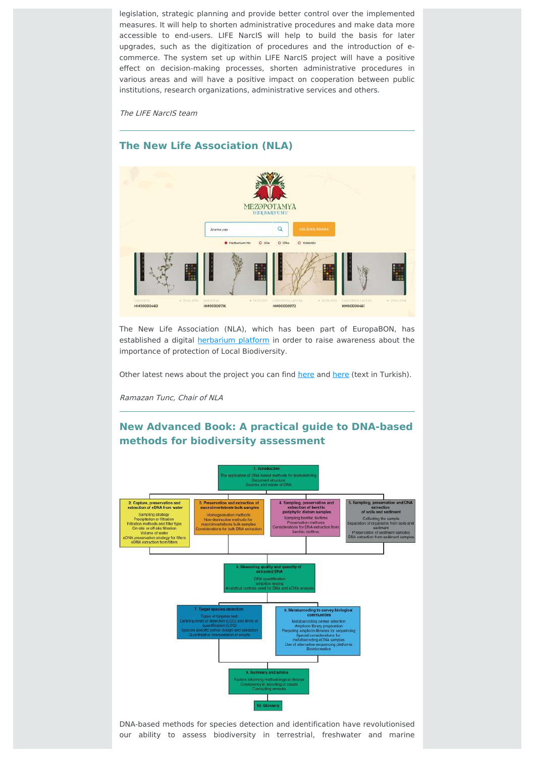legislation, strategic planning and provide better control over the implemented measures. It will help to shorten administrative procedures and make data more accessible to end-users. LIFE NarcIS will help to build the basis for later upgrades, such as the digitization of procedures and the introduction of e-commerce. The system set up within LIFE NarcIS project will have a positive effect on decision-making processes, shorten administrative procedures in various areas and will have a positive impact on cooperation between public institutions, research organizations, administrative services and others.

*The LIFE NarcIS team*

## The New Life Association (NLA)

The New Life Association (NLA), which has been part of EuropaBON, has established a digital herbarium platform in order to raise awareness about the importance of protection of Local Biodiversity.

Other latest news about the project you can find here and here (text in Turkish).

*Ramazan Tunc, Chair of NLA*

## New Advanced Book: A practical guide to DNA-based methods for biodiversity assessment

DNA-based methods for species detection and identification have revolutionised our ability to assess biodiversity in terrestrial, freshwater and marine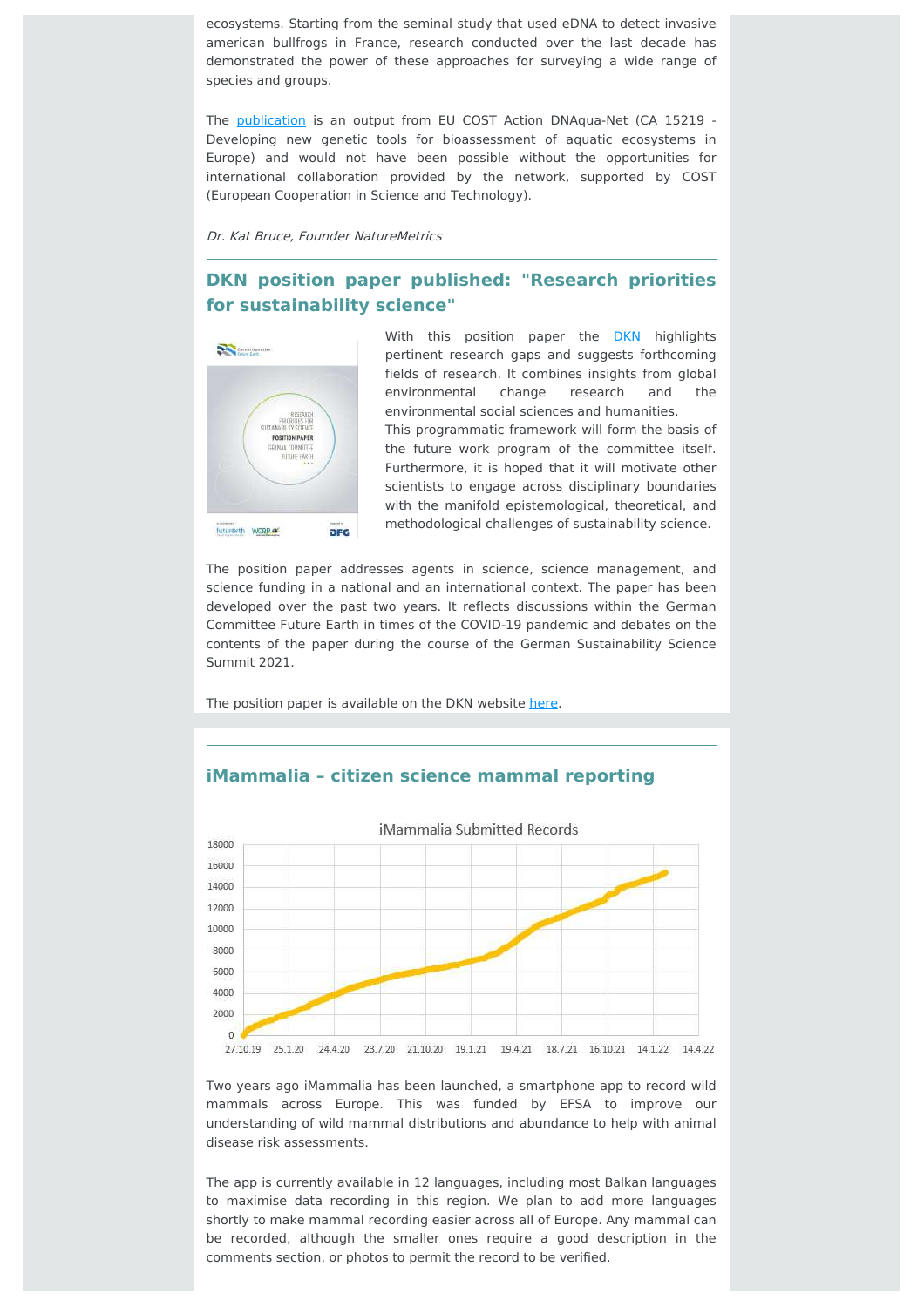ecosystems. Starting from the seminal study that used eDNA to detect invasive american bullfrogs in France, research conducted over the last decade has demonstrated the power of these approaches for surveying a wide range of species and groups.

The publication is an output from EU COST Action DNAqua-Net (CA 15219 - Developing new genetic tools for bioassessment of aquatic ecosystems in Europe) and would not have been possible without the opportunities for international collaboration provided by the network, supported by COST (European Cooperation in Science and Technology).

*Dr. Kat Bruce, Founder NatureMetrics*

---

## DKN position paper published: "Research priorities for sustainability science"

With this position paper the DKN highlights pertinent research gaps and suggests forthcoming fields of research. It combines insights from global environmental change research and the environmental social sciences and humanities.
This programmatic framework will form the basis of the future work program of the committee itself. Furthermore, it is hoped that it will motivate other scientists to engage across disciplinary boundaries with the manifold epistemological, theoretical, and methodological challenges of sustainability science.

The position paper addresses agents in science, science management, and science funding in a national and an international context. The paper has been developed over the past two years. It reflects discussions within the German Committee Future Earth in times of the COVID-19 pandemic and debates on the contents of the paper during the course of the German Sustainability Science Summit 2021.

The position paper is available on the DKN website here.

---

## iMammalia – citizen science mammal reporting

Two years ago iMammalia has been launched, a smartphone app to record wild mammals across Europe. This was funded by EFSA to improve our understanding of wild mammal distributions and abundance to help with animal disease risk assessments.

The app is currently available in 12 languages, including most Balkan languages to maximise data recording in this region. We plan to add more languages shortly to make mammal recording easier across all of Europe. Any mammal can be recorded, although the smaller ones require a good description in the comments section, or photos to permit the record to be verified.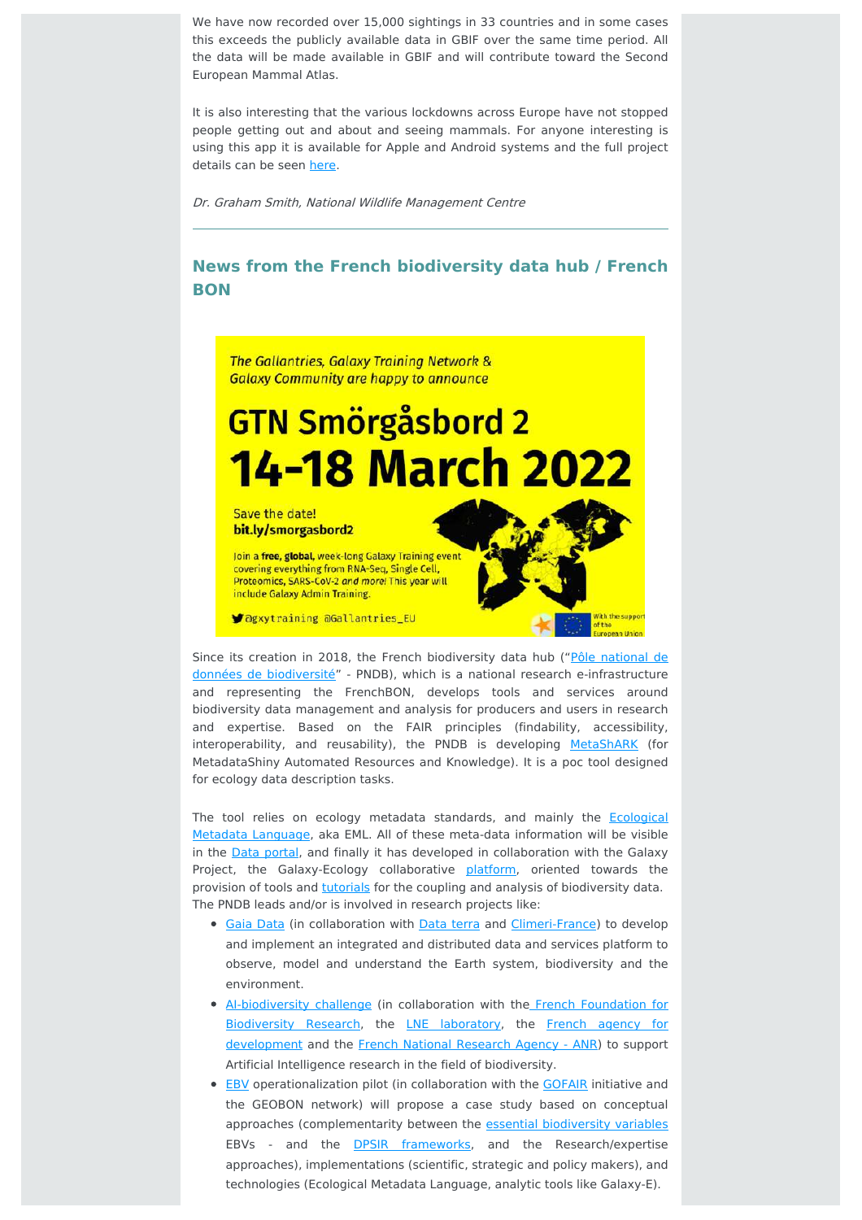We have now recorded over 15,000 sightings in 33 countries and in some cases this exceeds the publicly available data in GBIF over the same time period. All the data will be made available in GBIF and will contribute toward the Second European Mammal Atlas.

It is also interesting that the various lockdowns across Europe have not stopped people getting out and about and seeing mammals. For anyone interesting is using this app it is available for Apple and Android systems and the full project details can be seen here.

*Dr. Graham Smith, National Wildlife Management Centre*

---

## News from the French biodiversity data hub / French BON

Since its creation in 2018, the French biodiversity data hub ("Pôle national de données de biodiversité" - PNDB), which is a national research e-infrastructure and representing the FrenchBON, develops tools and services around biodiversity data management and analysis for producers and users in research and expertise. Based on the FAIR principles (findability, accessibility, interoperability, and reusability), the PNDB is developing MetaShARK (for MetadataShiny Automated Resources and Knowledge). It is a poc tool designed for ecology data description tasks.

The tool relies on ecology metadata standards, and mainly the Ecological Metadata Language, aka EML. All of these meta-data information will be visible in the Data portal, and finally it has developed in collaboration with the Galaxy Project, the Galaxy-Ecology collaborative platform, oriented towards the provision of tools and tutorials for the coupling and analysis of biodiversity data. The PNDB leads and/or is involved in research projects like:

- Gaia Data (in collaboration with Data terra and Climeri-France) to develop and implement an integrated and distributed data and services platform to observe, model and understand the Earth system, biodiversity and the environment.
- AI-biodiversity challenge (in collaboration with the French Foundation for Biodiversity Research, the LNE laboratory, the French agency for development and the French National Research Agency - ANR) to support Artificial Intelligence research in the field of biodiversity.
- EBV operationalization pilot (in collaboration with the GOFAIR initiative and the GEOBON network) will propose a case study based on conceptual approaches (complementarity between the essential biodiversity variables EBVs - and the DPSIR frameworks, and the Research/expertise approaches), implementations (scientific, strategic and policy makers), and technologies (Ecological Metadata Language, analytic tools like Galaxy-E).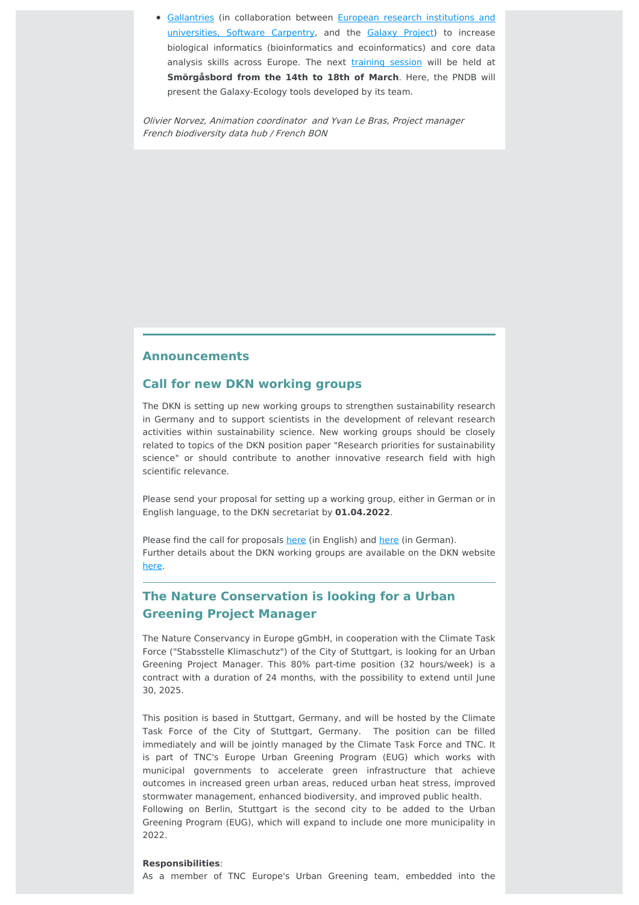- Gallantries (in collaboration between European research institutions and universities, Software Carpentry, and the Galaxy Project) to increase biological informatics (bioinformatics and ecoinformatics) and core data analysis skills across Europe. The next training session will be held at **Smörgåsbord from the 14th to 18th of March**. Here, the PNDB will present the Galaxy-Ecology tools developed by its team.

*Olivier Norvez, Animation coordinator and Yvan Le Bras, Project manager*
*French biodiversity data hub / French BON*

## Announcements

### Call for new DKN working groups

The DKN is setting up new working groups to strengthen sustainability research in Germany and to support scientists in the development of relevant research activities within sustainability science. New working groups should be closely related to topics of the DKN position paper "Research priorities for sustainability science" or should contribute to another innovative research field with high scientific relevance.

Please send your proposal for setting up a working group, either in German or in English language, to the DKN secretariat by **01.04.2022**.

Please find the call for proposals here (in English) and here (in German).
Further details about the DKN working groups are available on the DKN website here.

---

### The Nature Conservation is looking for a Urban Greening Project Manager

The Nature Conservancy in Europe gGmbH, in cooperation with the Climate Task Force ("Stabsstelle Klimaschutz") of the City of Stuttgart, is looking for an Urban Greening Project Manager. This 80% part-time position (32 hours/week) is a contract with a duration of 24 months, with the possibility to extend until June 30, 2025.

This position is based in Stuttgart, Germany, and will be hosted by the Climate Task Force of the City of Stuttgart, Germany. The position can be filled immediately and will be jointly managed by the Climate Task Force and TNC. It is part of TNC's Europe Urban Greening Program (EUG) which works with municipal governments to accelerate green infrastructure that achieve outcomes in increased green urban areas, reduced urban heat stress, improved stormwater management, enhanced biodiversity, and improved public health.
Following on Berlin, Stuttgart is the second city to be added to the Urban Greening Program (EUG), which will expand to include one more municipality in 2022.

**Responsibilities**:
As a member of TNC Europe's Urban Greening team, embedded into the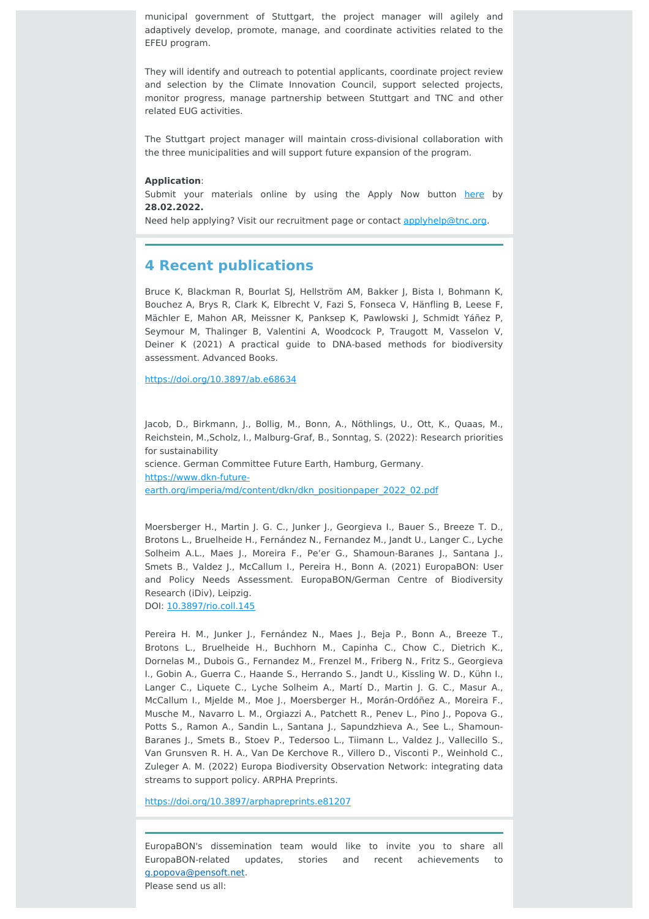municipal government of Stuttgart, the project manager will agilely and adaptively develop, promote, manage, and coordinate activities related to the EFEU program.

They will identify and outreach to potential applicants, coordinate project review and selection by the Climate Innovation Council, support selected projects, monitor progress, manage partnership between Stuttgart and TNC and other related EUG activities.

The Stuttgart project manager will maintain cross-divisional collaboration with the three municipalities and will support future expansion of the program.

**Application**:
Submit your materials online by using the Apply Now button here by **28.02.2022.**
Need help applying? Visit our recruitment page or contact applyhelp@tnc.org.

## 4 Recent publications

Bruce K, Blackman R, Bourlat SJ, Hellström AM, Bakker J, Bista I, Bohmann K, Bouchez A, Brys R, Clark K, Elbrecht V, Fazi S, Fonseca V, Hänfling B, Leese F, Mächler E, Mahon AR, Meissner K, Panksep K, Pawlowski J, Schmidt Yáñez P, Seymour M, Thalinger B, Valentini A, Woodcock P, Traugott M, Vasselon V, Deiner K (2021) A practical guide to DNA-based methods for biodiversity assessment. Advanced Books.

https://doi.org/10.3897/ab.e68634

Jacob, D., Birkmann, J., Bollig, M., Bonn, A., Nöthlings, U., Ott, K., Quaas, M., Reichstein, M.,Scholz, I., Malburg-Graf, B., Sonntag, S. (2022): Research priorities for sustainability
science. German Committee Future Earth, Hamburg, Germany.
https://www.dkn-future-earth.org/imperia/md/content/dkn/dkn_positionpaper_2022_02.pdf

Moersberger H., Martin J. G. C., Junker J., Georgieva I., Bauer S., Breeze T. D., Brotons L., Bruelheide H., Fernández N., Fernandez M., Jandt U., Langer C., Lyche Solheim A.L., Maes J., Moreira F., Pe'er G., Shamoun-Baranes J., Santana J., Smets B., Valdez J., McCallum I., Pereira H., Bonn A. (2021) EuropaBON: User and Policy Needs Assessment. EuropaBON/German Centre of Biodiversity Research (iDiv), Leipzig.
DOI: 10.3897/rio.coll.145

Pereira H. M., Junker J., Fernández N., Maes J., Beja P., Bonn A., Breeze T., Brotons L., Bruelheide H., Buchhorn M., Capinha C., Chow C., Dietrich K., Dornelas M., Dubois G., Fernandez M., Frenzel M., Friberg N., Fritz S., Georgieva I., Gobin A., Guerra C., Haande S., Herrando S., Jandt U., Kissling W. D., Kühn I., Langer C., Liquete C., Lyche Solheim A., Martí D., Martin J. G. C., Masur A., McCallum I., Mjelde M., Moe J., Moersberger H., Morán-Ordóñez A., Moreira F., Musche M., Navarro L. M., Orgiazzi A., Patchett R., Penev L., Pino J., Popova G., Potts S., Ramon A., Sandin L., Santana J., Sapundzhieva A., See L., Shamoun-Baranes J., Smets B., Stoev P., Tedersoo L., Tiimann L., Valdez J., Vallecillo S., Van Grunsven R. H. A., Van De Kerchove R., Villero D., Visconti P., Weinhold C., Zuleger A. M. (2022) Europa Biodiversity Observation Network: integrating data streams to support policy. ARPHA Preprints.

https://doi.org/10.3897/arphapreprints.e81207

EuropaBON's dissemination team would like to invite you to share all EuropaBON-related updates, stories and recent achievements to g.popova@pensoft.net.
Please send us all: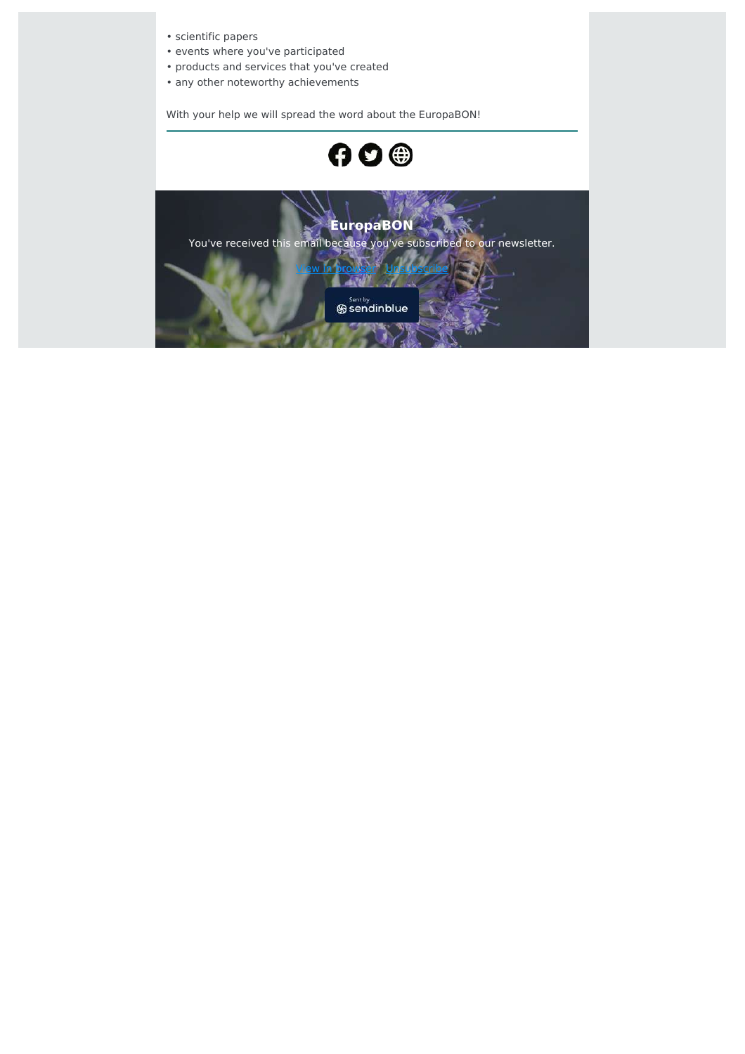- scientific papers
- events where you've participated
- products and services that you've created
- any other noteworthy achievements

With your help we will spread the word about the EuropaBON!

**EuropaBON**

You've received this email because you've subscribed to our newsletter.

View in browser | Unsubscribe

Sent by sendinblue